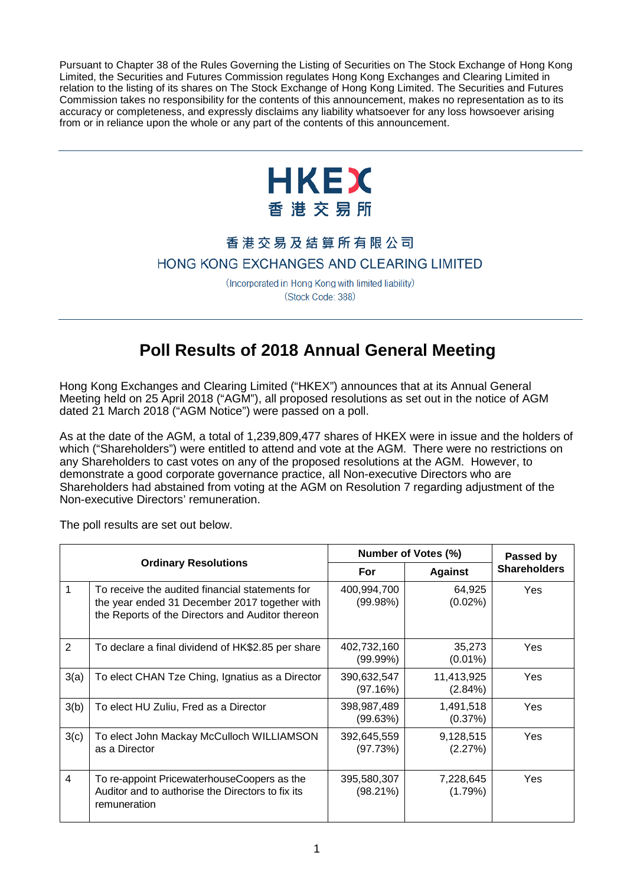Pursuant to Chapter 38 of the Rules Governing the Listing of Securities on The Stock Exchange of Hong Kong Limited, the Securities and Futures Commission regulates Hong Kong Exchanges and Clearing Limited in relation to the listing of its shares on The Stock Exchange of Hong Kong Limited. The Securities and Futures Commission takes no responsibility for the contents of this announcement, makes no representation as to its accuracy or completeness, and expressly disclaims any liability whatsoever for any loss howsoever arising from or in reliance upon the whole or any part of the contents of this announcement.

HKEX
香港交易所

香港交易及結算所有限公司
HONG KONG EXCHANGES AND CLEARING LIMITED

(Incorporated in Hong Kong with limited liability)
(Stock Code: 388)

# Poll Results of 2018 Annual General Meeting

Hong Kong Exchanges and Clearing Limited ("HKEX") announces that at its Annual General Meeting held on 25 April 2018 ("AGM"), all proposed resolutions as set out in the notice of AGM dated 21 March 2018 ("AGM Notice") were passed on a poll.

As at the date of the AGM, a total of 1,239,809,477 shares of HKEX were in issue and the holders of which ("Shareholders") were entitled to attend and vote at the AGM. There were no restrictions on any Shareholders to cast votes on any of the proposed resolutions at the AGM. However, to demonstrate a good corporate governance practice, all Non-executive Directors who are Shareholders had abstained from voting at the AGM on Resolution 7 regarding adjustment of the Non-executive Directors' remuneration.

The poll results are set out below.

| Ordinary Resolutions | | Number of Votes (%) | | Passed by Shareholders |
|---|---|---|---|---|
| | | For | Against | |
| 1 | To receive the audited financial statements for the year ended 31 December 2017 together with the Reports of the Directors and Auditor thereon | 400,994,700 (99.98%) | 64,925 (0.02%) | Yes |
| 2 | To declare a final dividend of HK$2.85 per share | 402,732,160 (99.99%) | 35,273 (0.01%) | Yes |
| 3(a) | To elect CHAN Tze Ching, Ignatius as a Director | 390,632,547 (97.16%) | 11,413,925 (2.84%) | Yes |
| 3(b) | To elect HU Zuliu, Fred as a Director | 398,987,489 (99.63%) | 1,491,518 (0.37%) | Yes |
| 3(c) | To elect John Mackay McCulloch WILLIAMSON as a Director | 392,645,559 (97.73%) | 9,128,515 (2.27%) | Yes |
| 4 | To re-appoint PricewaterhouseCoopers as the Auditor and to authorise the Directors to fix its remuneration | 395,580,307 (98.21%) | 7,228,645 (1.79%) | Yes |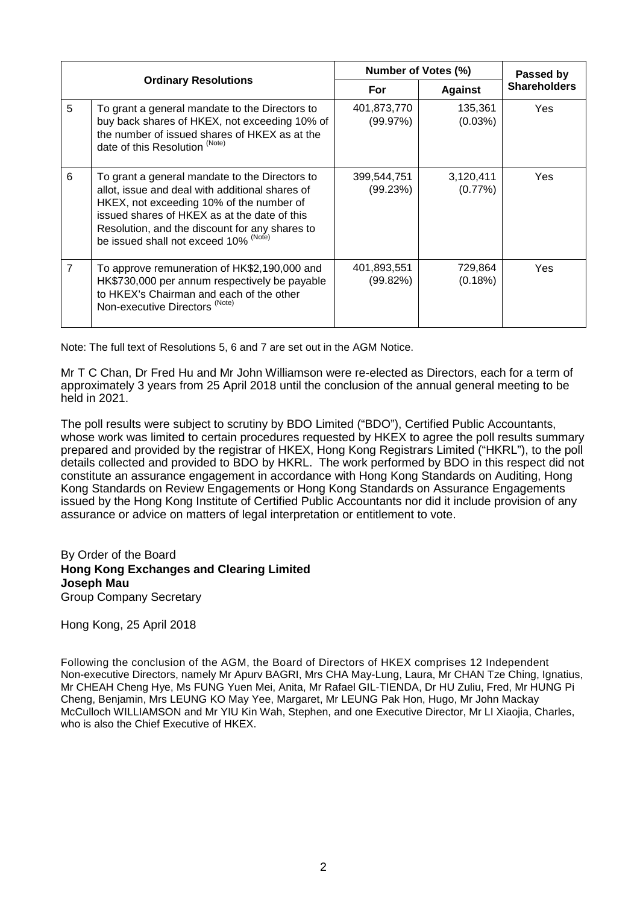| Ordinary Resolutions | | Number of Votes (%) | | Passed by Shareholders |
|---|---|---|---|---|
| | | For | Against | |
| 5 | To grant a general mandate to the Directors to buy back shares of HKEX, not exceeding 10% of the number of issued shares of HKEX as at the date of this Resolution (Note) | 401,873,770 (99.97%) | 135,361 (0.03%) | Yes |
| 6 | To grant a general mandate to the Directors to allot, issue and deal with additional shares of HKEX, not exceeding 10% of the number of issued shares of HKEX as at the date of this Resolution, and the discount for any shares to be issued shall not exceed 10% (Note) | 399,544,751 (99.23%) | 3,120,411 (0.77%) | Yes |
| 7 | To approve remuneration of HK$2,190,000 and HK$730,000 per annum respectively be payable to HKEX's Chairman and each of the other Non-executive Directors (Note) | 401,893,551 (99.82%) | 729,864 (0.18%) | Yes |

Note: The full text of Resolutions 5, 6 and 7 are set out in the AGM Notice.

Mr T C Chan, Dr Fred Hu and Mr John Williamson were re-elected as Directors, each for a term of approximately 3 years from 25 April 2018 until the conclusion of the annual general meeting to be held in 2021.

The poll results were subject to scrutiny by BDO Limited ("BDO"), Certified Public Accountants, whose work was limited to certain procedures requested by HKEX to agree the poll results summary prepared and provided by the registrar of HKEX, Hong Kong Registrars Limited ("HKRL"), to the poll details collected and provided to BDO by HKRL. The work performed by BDO in this respect did not constitute an assurance engagement in accordance with Hong Kong Standards on Auditing, Hong Kong Standards on Review Engagements or Hong Kong Standards on Assurance Engagements issued by the Hong Kong Institute of Certified Public Accountants nor did it include provision of any assurance or advice on matters of legal interpretation or entitlement to vote.

By Order of the Board
**Hong Kong Exchanges and Clearing Limited**
**Joseph Mau**
Group Company Secretary

Hong Kong, 25 April 2018

Following the conclusion of the AGM, the Board of Directors of HKEX comprises 12 Independent Non-executive Directors, namely Mr Apurv BAGRI, Mrs CHA May-Lung, Laura, Mr CHAN Tze Ching, Ignatius, Mr CHEAH Cheng Hye, Ms FUNG Yuen Mei, Anita, Mr Rafael GIL-TIENDA, Dr HU Zuliu, Fred, Mr HUNG Pi Cheng, Benjamin, Mrs LEUNG KO May Yee, Margaret, Mr LEUNG Pak Hon, Hugo, Mr John Mackay McCulloch WILLIAMSON and Mr YIU Kin Wah, Stephen, and one Executive Director, Mr LI Xiaojia, Charles, who is also the Chief Executive of HKEX.